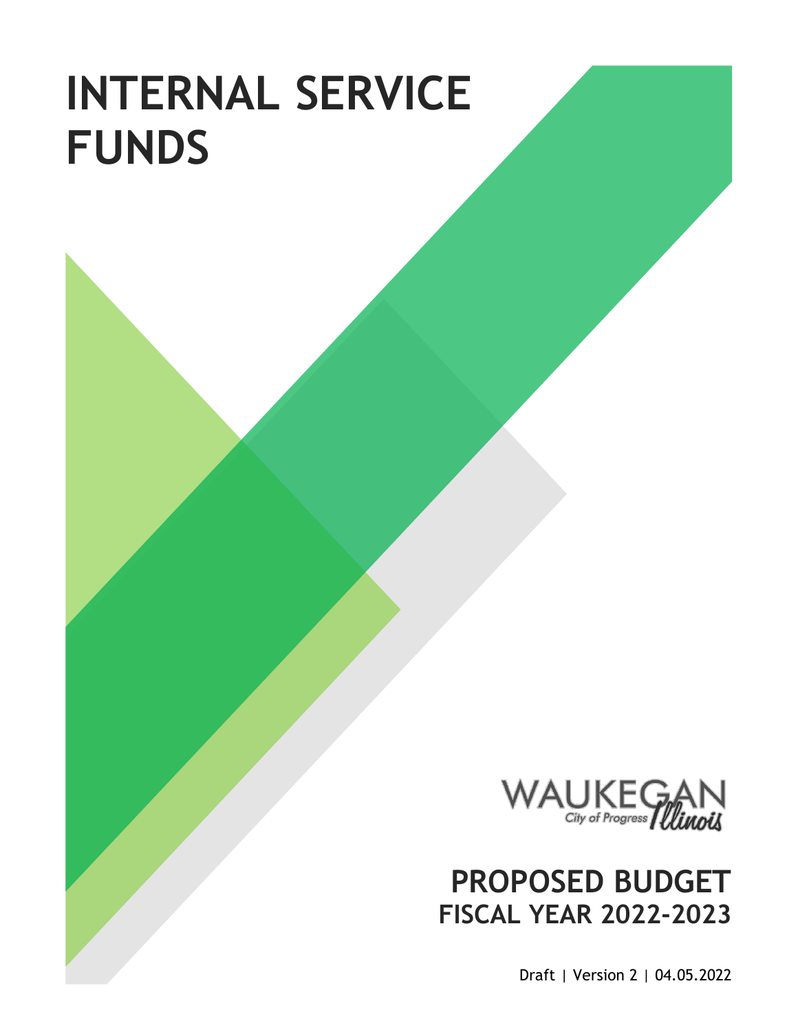# INTERNAL SERVICE FUNDS

WAUKEGAN City of Progress Illinois

## PROPOSED BUDGET
### FISCAL YEAR 2022-2023

Draft | Version 2 | 04.05.2022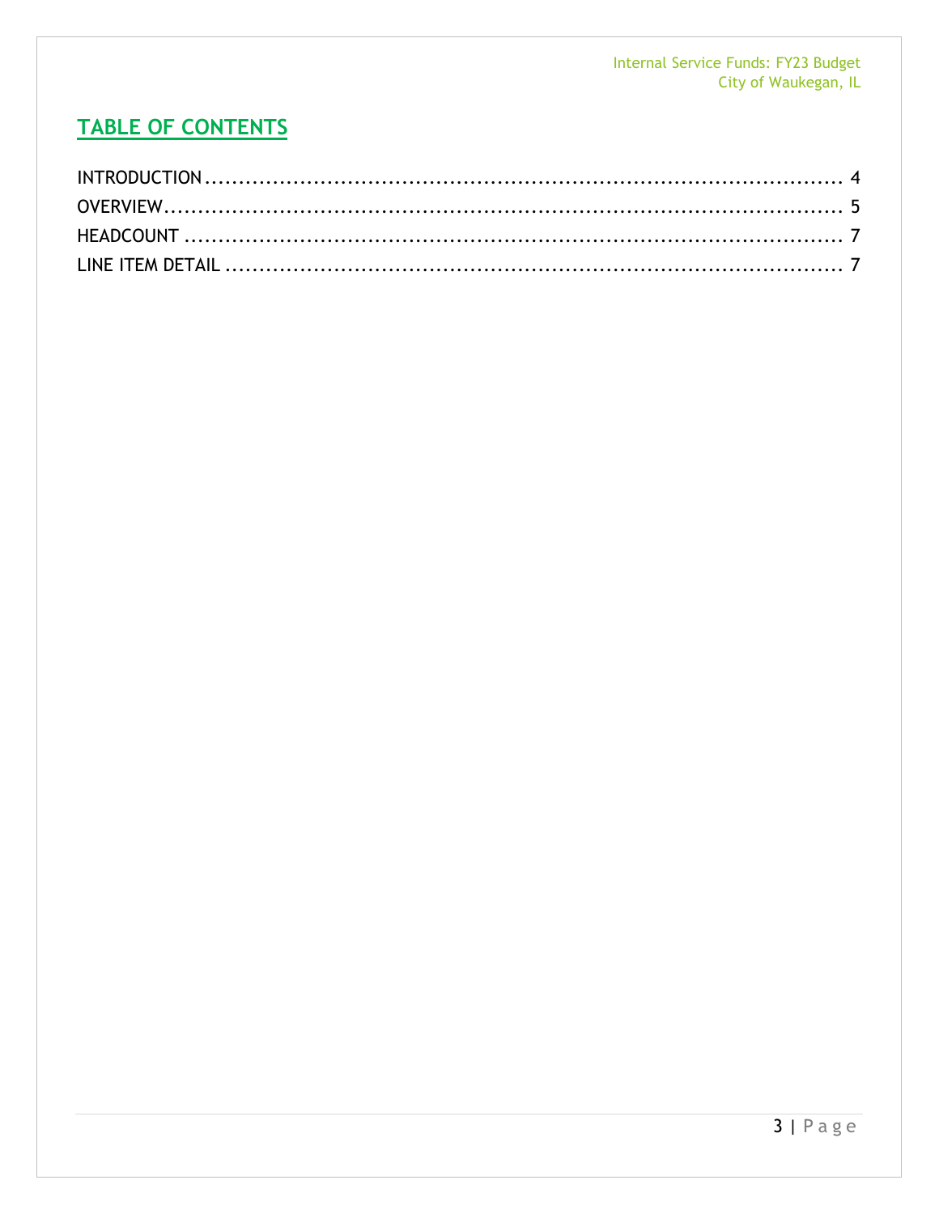# TABLE OF CONTENTS

INTRODUCTION .......................................................................................... 4
OVERVIEW................................................................................................ 5
HEADCOUNT ............................................................................................. 7
LINE ITEM DETAIL ..................................................................................... 7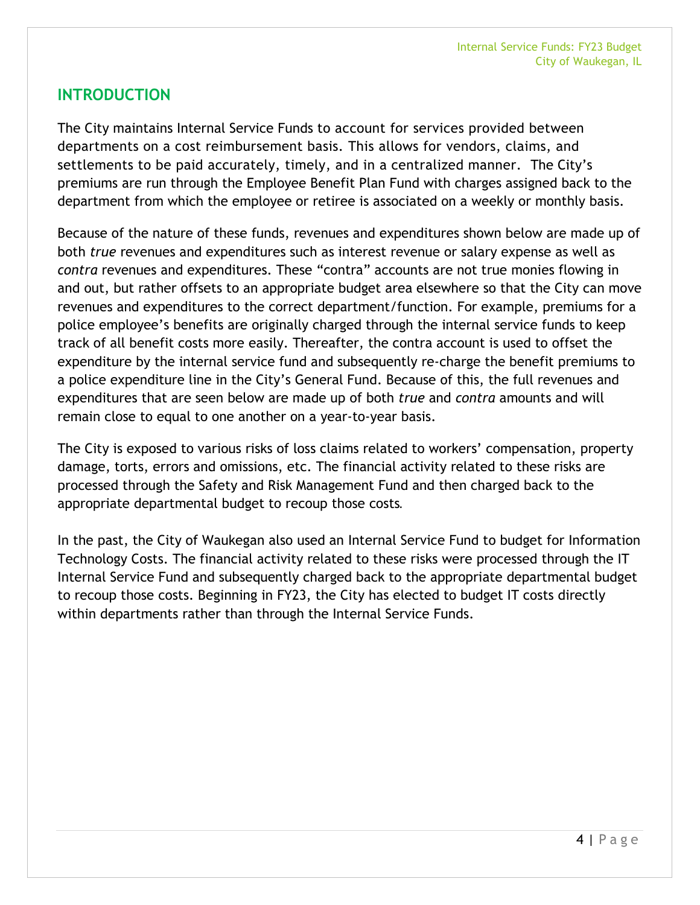## INTRODUCTION

The City maintains Internal Service Funds to account for services provided between departments on a cost reimbursement basis. This allows for vendors, claims, and settlements to be paid accurately, timely, and in a centralized manner. The City's premiums are run through the Employee Benefit Plan Fund with charges assigned back to the department from which the employee or retiree is associated on a weekly or monthly basis.

Because of the nature of these funds, revenues and expenditures shown below are made up of both *true* revenues and expenditures such as interest revenue or salary expense as well as *contra* revenues and expenditures. These "contra" accounts are not true monies flowing in and out, but rather offsets to an appropriate budget area elsewhere so that the City can move revenues and expenditures to the correct department/function. For example, premiums for a police employee's benefits are originally charged through the internal service funds to keep track of all benefit costs more easily. Thereafter, the contra account is used to offset the expenditure by the internal service fund and subsequently re-charge the benefit premiums to a police expenditure line in the City's General Fund. Because of this, the full revenues and expenditures that are seen below are made up of both *true* and *contra* amounts and will remain close to equal to one another on a year-to-year basis.

The City is exposed to various risks of loss claims related to workers' compensation, property damage, torts, errors and omissions, etc. The financial activity related to these risks are processed through the Safety and Risk Management Fund and then charged back to the appropriate departmental budget to recoup those costs.

In the past, the City of Waukegan also used an Internal Service Fund to budget for Information Technology Costs. The financial activity related to these risks were processed through the IT Internal Service Fund and subsequently charged back to the appropriate departmental budget to recoup those costs. Beginning in FY23, the City has elected to budget IT costs directly within departments rather than through the Internal Service Funds.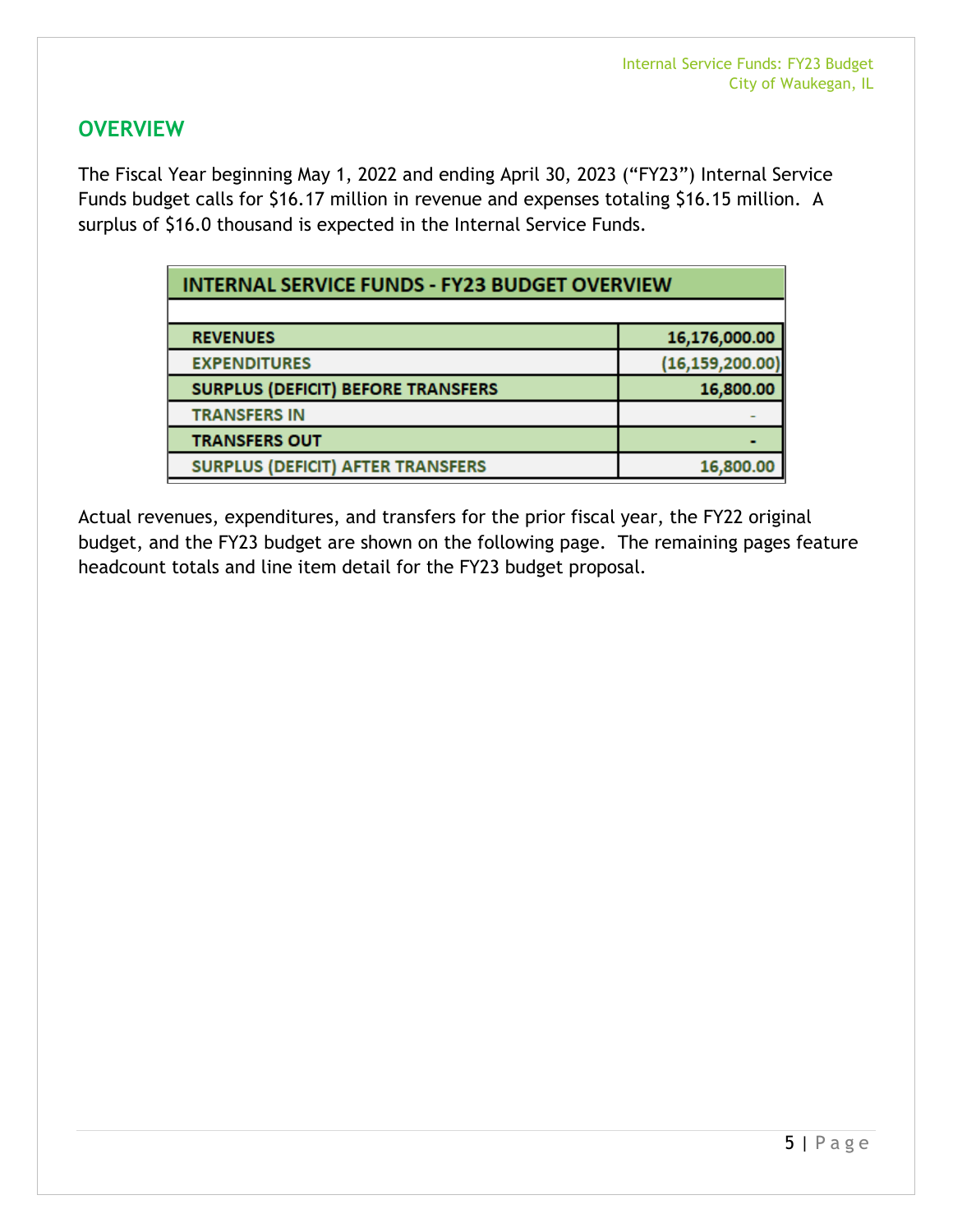## OVERVIEW

The Fiscal Year beginning May 1, 2022 and ending April 30, 2023 ("FY23") Internal Service Funds budget calls for $16.17 million in revenue and expenses totaling $16.15 million. A surplus of $16.0 thousand is expected in the Internal Service Funds.

| INTERNAL SERVICE FUNDS - FY23 BUDGET OVERVIEW | |
|---|---|
| REVENUES | 16,176,000.00 |
| EXPENDITURES | (16,159,200.00) |
| SURPLUS (DEFICIT) BEFORE TRANSFERS | 16,800.00 |
| TRANSFERS IN | - |
| TRANSFERS OUT | - |
| SURPLUS (DEFICIT) AFTER TRANSFERS | 16,800.00 |

Actual revenues, expenditures, and transfers for the prior fiscal year, the FY22 original budget, and the FY23 budget are shown on the following page. The remaining pages feature headcount totals and line item detail for the FY23 budget proposal.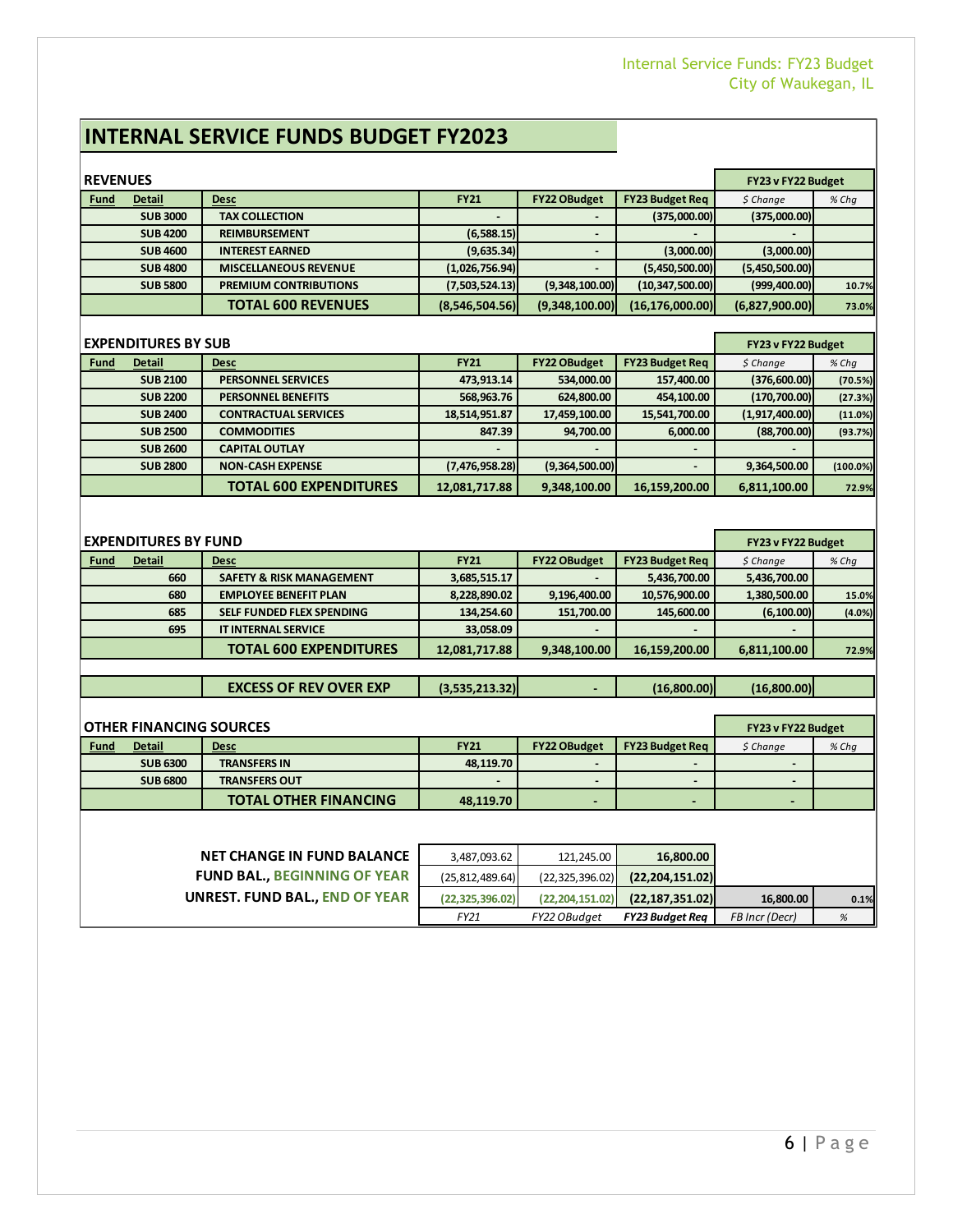# INTERNAL SERVICE FUNDS BUDGET FY2023

| REVENUES | | | | | | FY23 v FY22 Budget | |
|---|---|---|---|---|---|---|---|
| **Fund** | **Detail** | **Desc** | **FY21** | **FY22 OBudget** | **FY23 Budget Req** | *$ Change* | *% Chg* |
| | SUB 3000 | TAX COLLECTION | - | - | (375,000.00) | (375,000.00) | |
| | SUB 4200 | REIMBURSEMENT | (6,588.15) | - | - | - | |
| | SUB 4600 | INTEREST EARNED | (9,635.34) | - | (3,000.00) | (3,000.00) | |
| | SUB 4800 | MISCELLANEOUS REVENUE | (1,026,756.94) | - | (5,450,500.00) | (5,450,500.00) | |
| | SUB 5800 | PREMIUM CONTRIBUTIONS | (7,503,524.13) | (9,348,100.00) | (10,347,500.00) | (999,400.00) | 10.7% |
| | | **TOTAL 600 REVENUES** | **(8,546,504.56)** | **(9,348,100.00)** | **(16,176,000.00)** | **(6,827,900.00)** | **73.0%** |

| EXPENDITURES BY SUB | | | | | | FY23 v FY22 Budget | |
|---|---|---|---|---|---|---|---|
| **Fund** | **Detail** | **Desc** | **FY21** | **FY22 OBudget** | **FY23 Budget Req** | *$ Change* | *% Chg* |
| | SUB 2100 | PERSONNEL SERVICES | 473,913.14 | 534,000.00 | 157,400.00 | (376,600.00) | (70.5%) |
| | SUB 2200 | PERSONNEL BENEFITS | 568,963.76 | 624,800.00 | 454,100.00 | (170,700.00) | (27.3%) |
| | SUB 2400 | CONTRACTUAL SERVICES | 18,514,951.87 | 17,459,100.00 | 15,541,700.00 | (1,917,400.00) | (11.0%) |
| | SUB 2500 | COMMODITIES | 847.39 | 94,700.00 | 6,000.00 | (88,700.00) | (93.7%) |
| | SUB 2600 | CAPITAL OUTLAY | - | - | - | - | |
| | SUB 2800 | NON-CASH EXPENSE | (7,476,958.28) | (9,364,500.00) | - | 9,364,500.00 | (100.0%) |
| | | **TOTAL 600 EXPENDITURES** | **12,081,717.88** | **9,348,100.00** | **16,159,200.00** | **6,811,100.00** | **72.9%** |

| EXPENDITURES BY FUND | | | | | | FY23 v FY22 Budget | |
|---|---|---|---|---|---|---|---|
| **Fund** | **Detail** | **Desc** | **FY21** | **FY22 OBudget** | **FY23 Budget Req** | *$ Change* | *% Chg* |
| | 660 | SAFETY & RISK MANAGEMENT | 3,685,515.17 | - | 5,436,700.00 | 5,436,700.00 | |
| | 680 | EMPLOYEE BENEFIT PLAN | 8,228,890.02 | 9,196,400.00 | 10,576,900.00 | 1,380,500.00 | 15.0% |
| | 685 | SELF FUNDED FLEX SPENDING | 134,254.60 | 151,700.00 | 145,600.00 | (6,100.00) | (4.0%) |
| | 695 | IT INTERNAL SERVICE | 33,058.09 | - | - | - | |
| | | **TOTAL 600 EXPENDITURES** | **12,081,717.88** | **9,348,100.00** | **16,159,200.00** | **6,811,100.00** | **72.9%** |
| | | **EXCESS OF REV OVER EXP** | **(3,535,213.32)** | **-** | **(16,800.00)** | **(16,800.00)** | |

| OTHER FINANCING SOURCES | | | | | | FY23 v FY22 Budget | |
|---|---|---|---|---|---|---|---|
| **Fund** | **Detail** | **Desc** | **FY21** | **FY22 OBudget** | **FY23 Budget Req** | *$ Change* | *% Chg* |
| | SUB 6300 | TRANSFERS IN | 48,119.70 | - | - | - | |
| | SUB 6800 | TRANSFERS OUT | - | - | - | - | |
| | | **TOTAL OTHER FINANCING** | **48,119.70** | **-** | **-** | **-** | |

| | FY21 | FY22 OBudget | FY23 Budget Req | FB Incr (Decr) | % |
|---|---|---|---|---|---|
| **NET CHANGE IN FUND BALANCE** | 3,487,093.62 | 121,245.00 | **16,800.00** | | |
| **FUND BAL., BEGINNING OF YEAR** | (25,812,489.64) | (22,325,396.02) | **(22,204,151.02)** | | |
| **UNREST. FUND BAL., END OF YEAR** | (22,325,396.02) | (22,204,151.02) | **(22,187,351.02)** | **16,800.00** | **0.1%** |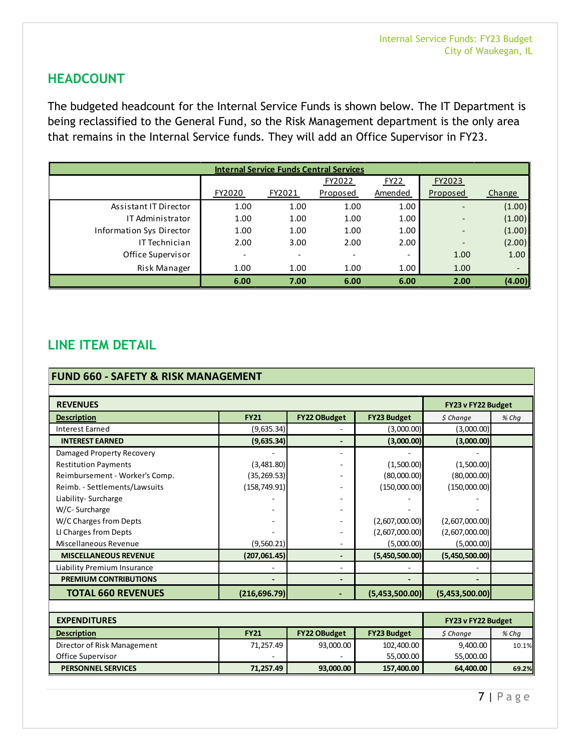## HEADCOUNT

The budgeted headcount for the Internal Service Funds is shown below. The IT Department is being reclassified to the General Fund, so the Risk Management department is the only area that remains in the Internal Service funds. They will add an Office Supervisor in FY23.

| Internal Service Funds Central Services | | | | | | |
|---|---|---|---|---|---|---|
| | FY2020 | FY2021 | FY2022 Proposed | FY22 Amended | FY2023 Proposed | Change |
| Assistant IT Director | 1.00 | 1.00 | 1.00 | 1.00 | - | (1.00) |
| IT Administrator | 1.00 | 1.00 | 1.00 | 1.00 | - | (1.00) |
| Information Sys Director | 1.00 | 1.00 | 1.00 | 1.00 | - | (1.00) |
| IT Technician | 2.00 | 3.00 | 2.00 | 2.00 | - | (2.00) |
| Office Supervisor | - | - | - | - | 1.00 | 1.00 |
| Risk Manager | 1.00 | 1.00 | 1.00 | 1.00 | 1.00 | - |
| | **6.00** | **7.00** | **6.00** | **6.00** | **2.00** | **(4.00)** |

## LINE ITEM DETAIL

### FUND 660 - SAFETY & RISK MANAGEMENT

| REVENUES | | | | FY23 v FY22 Budget | |
|---|---|---|---|---|---|
| **Description** | **FY21** | **FY22 OBudget** | **FY23 Budget** | *$ Change* | *% Chg* |
| Interest Earned | (9,635.34) | - | (3,000.00) | (3,000.00) | |
| **INTEREST EARNED** | **(9,635.34)** | **-** | **(3,000.00)** | **(3,000.00)** | |
| Damaged Property Recovery | - | - | - | - | |
| Restitution Payments | (3,481.80) | - | (1,500.00) | (1,500.00) | |
| Reimbursement - Worker's Comp. | (35,269.53) | - | (80,000.00) | (80,000.00) | |
| Reimb. - Settlements/Lawsuits | (158,749.91) | - | (150,000.00) | (150,000.00) | |
| Liability- Surcharge | - | - | - | - | |
| W/C- Surcharge | - | - | - | - | |
| W/C Charges from Depts | - | - | (2,607,000.00) | (2,607,000.00) | |
| LI Charges from Depts | - | - | (2,607,000.00) | (2,607,000.00) | |
| Miscellaneous Revenue | (9,560.21) | - | (5,000.00) | (5,000.00) | |
| **MISCELLANEOUS REVENUE** | **(207,061.45)** | **-** | **(5,450,500.00)** | **(5,450,500.00)** | |
| Liability Premium Insurance | - | - | - | - | |
| **PREMIUM CONTRIBUTIONS** | **-** | **-** | **-** | **-** | |
| **TOTAL 660 REVENUES** | **(216,696.79)** | **-** | **(5,453,500.00)** | **(5,453,500.00)** | |

| EXPENDITURES | | | | FY23 v FY22 Budget | |
|---|---|---|---|---|---|
| **Description** | **FY21** | **FY22 OBudget** | **FY23 Budget** | *$ Change* | *% Chg* |
| Director of Risk Management | 71,257.49 | 93,000.00 | 102,400.00 | 9,400.00 | 10.1% |
| Office Supervisor | - | - | 55,000.00 | 55,000.00 | |
| **PERSONNEL SERVICES** | **71,257.49** | **93,000.00** | **157,400.00** | **64,400.00** | **69.2%** |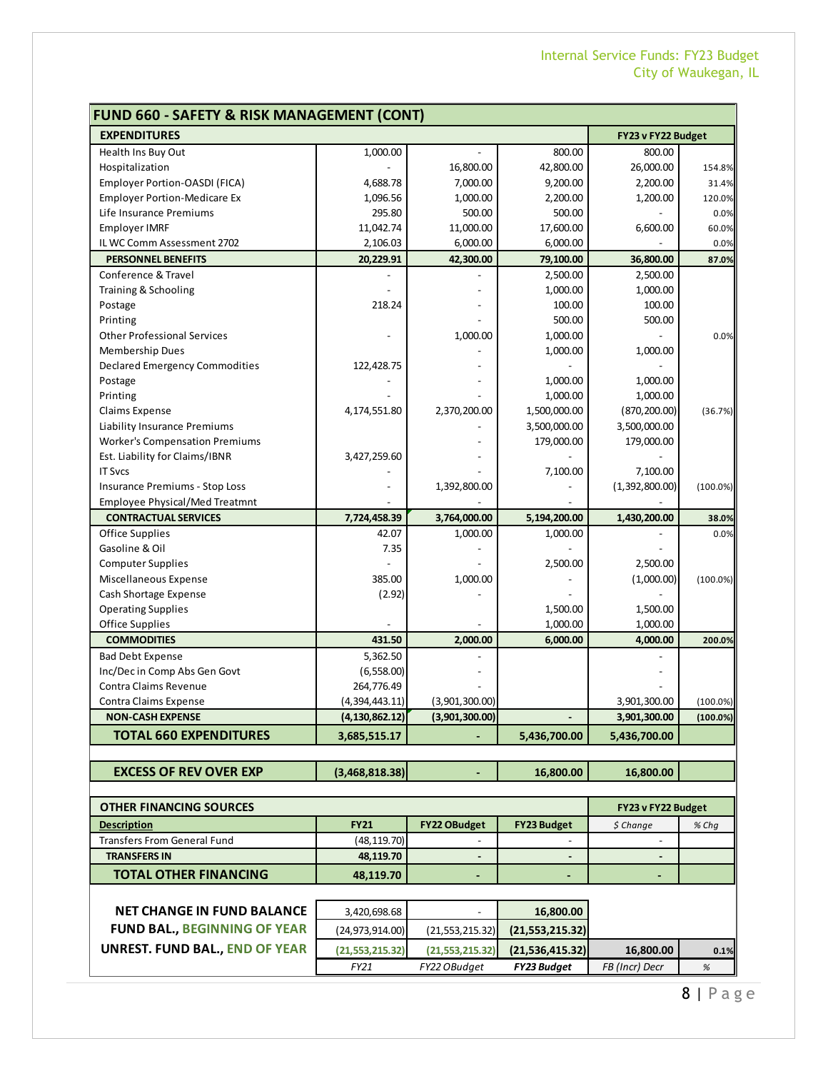## FUND 660 - SAFETY & RISK MANAGEMENT (CONT)

| EXPENDITURES | | | | FY23 v FY22 Budget | |
|---|---|---|---|---|---|
| Health Ins Buy Out | 1,000.00 | - | 800.00 | 800.00 | |
| Hospitalization | - | 16,800.00 | 42,800.00 | 26,000.00 | 154.8% |
| Employer Portion-OASDI (FICA) | 4,688.78 | 7,000.00 | 9,200.00 | 2,200.00 | 31.4% |
| Employer Portion-Medicare Ex | 1,096.56 | 1,000.00 | 2,200.00 | 1,200.00 | 120.0% |
| Life Insurance Premiums | 295.80 | 500.00 | 500.00 | - | 0.0% |
| Employer IMRF | 11,042.74 | 11,000.00 | 17,600.00 | 6,600.00 | 60.0% |
| IL WC Comm Assessment 2702 | 2,106.03 | 6,000.00 | 6,000.00 | - | 0.0% |
| **PERSONNEL BENEFITS** | **20,229.91** | **42,300.00** | **79,100.00** | **36,800.00** | **87.0%** |
| Conference & Travel | - | - | 2,500.00 | 2,500.00 | |
| Training & Schooling | - | - | 1,000.00 | 1,000.00 | |
| Postage | 218.24 | - | 100.00 | 100.00 | |
| Printing | | - | 500.00 | 500.00 | |
| Other Professional Services | - | 1,000.00 | 1,000.00 | - | 0.0% |
| Membership Dues | | - | 1,000.00 | 1,000.00 | |
| Declared Emergency Commodities | 122,428.75 | - | - | - | |
| Postage | - | - | 1,000.00 | 1,000.00 | |
| Printing | - | - | 1,000.00 | 1,000.00 | |
| Claims Expense | 4,174,551.80 | 2,370,200.00 | 1,500,000.00 | (870,200.00) | (36.7%) |
| Liability Insurance Premiums | | - | 3,500,000.00 | 3,500,000.00 | |
| Worker's Compensation Premiums | | - | 179,000.00 | 179,000.00 | |
| Est. Liability for Claims/IBNR | 3,427,259.60 | - | - | - | |
| IT Svcs | - | - | 7,100.00 | 7,100.00 | |
| Insurance Premiums - Stop Loss | - | 1,392,800.00 | - | (1,392,800.00) | (100.0%) |
| Employee Physical/Med Treatmnt | - | - | - | - | |
| **CONTRACTUAL SERVICES** | **7,724,458.39** | **3,764,000.00** | **5,194,200.00** | **1,430,200.00** | **38.0%** |
| Office Supplies | 42.07 | 1,000.00 | 1,000.00 | - | 0.0% |
| Gasoline & Oil | 7.35 | - | - | - | |
| Computer Supplies | - | - | 2,500.00 | 2,500.00 | |
| Miscellaneous Expense | 385.00 | 1,000.00 | - | (1,000.00) | (100.0%) |
| Cash Shortage Expense | (2.92) | - | - | - | |
| Operating Supplies | | | 1,500.00 | 1,500.00 | |
| Office Supplies | - | - | 1,000.00 | 1,000.00 | |
| **COMMODITIES** | **431.50** | **2,000.00** | **6,000.00** | **4,000.00** | **200.0%** |
| Bad Debt Expense | 5,362.50 | - | | - | |
| Inc/Dec in Comp Abs Gen Govt | (6,558.00) | - | | - | |
| Contra Claims Revenue | 264,776.49 | - | | - | |
| Contra Claims Expense | (4,394,443.11) | (3,901,300.00) | | 3,901,300.00 | (100.0%) |
| **NON-CASH EXPENSE** | **(4,130,862.12)** | **(3,901,300.00)** | **-** | **3,901,300.00** | **(100.0%)** |
| **TOTAL 660 EXPENDITURES** | **3,685,515.17** | **-** | **5,436,700.00** | **5,436,700.00** | |
| | | | | | |
| **EXCESS OF REV OVER EXP** | **(3,468,818.38)** | **-** | **16,800.00** | **16,800.00** | |

| OTHER FINANCING SOURCES | | | | FY23 v FY22 Budget | |
|---|---|---|---|---|---|
| **Description** | **FY21** | **FY22 OBudget** | **FY23 Budget** | *$ Change* | *% Chg* |
| Transfers From General Fund | (48,119.70) | - | - | - | |
| **TRANSFERS IN** | **48,119.70** | **-** | **-** | **-** | |
| **TOTAL OTHER FINANCING** | **48,119.70** | **-** | **-** | **-** | |

| | | | | | |
|---|---|---|---|---|---|
| **NET CHANGE IN FUND BALANCE** | 3,420,698.68 | - | **16,800.00** | | |
| **FUND BAL., BEGINNING OF YEAR** | (24,973,914.00) | (21,553,215.32) | **(21,553,215.32)** | | |
| **UNREST. FUND BAL., END OF YEAR** | **(21,553,215.32)** | **(21,553,215.32)** | **(21,536,415.32)** | **16,800.00** | **0.1%** |
| | *FY21* | *FY22 OBudget* | ***FY23 Budget*** | *FB (Incr) Decr* | *%* |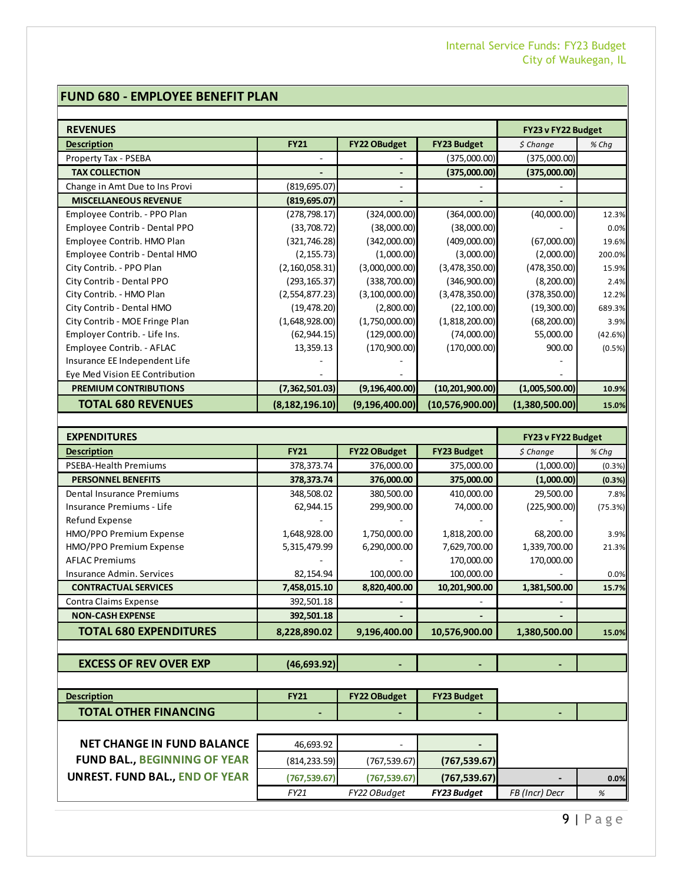## FUND 680 - EMPLOYEE BENEFIT PLAN

| REVENUES | | | | FY23 v FY22 Budget | |
|---|---|---|---|---|---|
| **Description** | **FY21** | **FY22 OBudget** | **FY23 Budget** | *$ Change* | *% Chg* |
| Property Tax - PSEBA | - | - | (375,000.00) | (375,000.00) | |
| **TAX COLLECTION** | **-** | **-** | **(375,000.00)** | **(375,000.00)** | |
| Change in Amt Due to Ins Provi | (819,695.07) | - | - | - | |
| **MISCELLANEOUS REVENUE** | **(819,695.07)** | **-** | **-** | **-** | |
| Employee Contrib. - PPO Plan | (278,798.17) | (324,000.00) | (364,000.00) | (40,000.00) | 12.3% |
| Employee Contrib - Dental PPO | (33,708.72) | (38,000.00) | (38,000.00) | - | 0.0% |
| Employee Contrib. HMO Plan | (321,746.28) | (342,000.00) | (409,000.00) | (67,000.00) | 19.6% |
| Employee Contrib - Dental HMO | (2,155.73) | (1,000.00) | (3,000.00) | (2,000.00) | 200.0% |
| City Contrib. - PPO Plan | (2,160,058.31) | (3,000,000.00) | (3,478,350.00) | (478,350.00) | 15.9% |
| City Contrib - Dental PPO | (293,165.37) | (338,700.00) | (346,900.00) | (8,200.00) | 2.4% |
| City Contrib. - HMO Plan | (2,554,877.23) | (3,100,000.00) | (3,478,350.00) | (378,350.00) | 12.2% |
| City Contrib - Dental HMO | (19,478.20) | (2,800.00) | (22,100.00) | (19,300.00) | 689.3% |
| City Contrib - MOE Fringe Plan | (1,648,928.00) | (1,750,000.00) | (1,818,200.00) | (68,200.00) | 3.9% |
| Employer Contrib. - Life Ins. | (62,944.15) | (129,000.00) | (74,000.00) | 55,000.00 | (42.6%) |
| Employee Contrib. - AFLAC | 13,359.13 | (170,900.00) | (170,000.00) | 900.00 | (0.5%) |
| Insurance EE Independent Life | - | - | | - | |
| Eye Med Vision EE Contribution | - | - | | - | |
| **PREMIUM CONTRIBUTIONS** | **(7,362,501.03)** | **(9,196,400.00)** | **(10,201,900.00)** | **(1,005,500.00)** | **10.9%** |
| **TOTAL 680 REVENUES** | **(8,182,196.10)** | **(9,196,400.00)** | **(10,576,900.00)** | **(1,380,500.00)** | **15.0%** |

| EXPENDITURES | | | | FY23 v FY22 Budget | |
|---|---|---|---|---|---|
| **Description** | **FY21** | **FY22 OBudget** | **FY23 Budget** | *$ Change* | *% Chg* |
| PSEBA-Health Premiums | 378,373.74 | 376,000.00 | 375,000.00 | (1,000.00) | (0.3%) |
| **PERSONNEL BENEFITS** | **378,373.74** | **376,000.00** | **375,000.00** | **(1,000.00)** | **(0.3%)** |
| Dental Insurance Premiums | 348,508.02 | 380,500.00 | 410,000.00 | 29,500.00 | 7.8% |
| Insurance Premiums - Life | 62,944.15 | 299,900.00 | 74,000.00 | (225,900.00) | (75.3%) |
| Refund Expense | - | - | - | - | |
| HMO/PPO Premium Expense | 1,648,928.00 | 1,750,000.00 | 1,818,200.00 | 68,200.00 | 3.9% |
| HMO/PPO Premium Expense | 5,315,479.99 | 6,290,000.00 | 7,629,700.00 | 1,339,700.00 | 21.3% |
| AFLAC Premiums | - | - | 170,000.00 | 170,000.00 | |
| Insurance Admin. Services | 82,154.94 | 100,000.00 | 100,000.00 | - | 0.0% |
| **CONTRACTUAL SERVICES** | **7,458,015.10** | **8,820,400.00** | **10,201,900.00** | **1,381,500.00** | **15.7%** |
| Contra Claims Expense | 392,501.18 | - | - | - | |
| **NON-CASH EXPENSE** | **392,501.18** | **-** | **-** | **-** | |
| **TOTAL 680 EXPENDITURES** | **8,228,890.02** | **9,196,400.00** | **10,576,900.00** | **1,380,500.00** | **15.0%** |

| | | | | | |
|---|---|---|---|---|---|
| **EXCESS OF REV OVER EXP** | **(46,693.92)** | **-** | **-** | **-** | |

| **Description** | **FY21** | **FY22 OBudget** | **FY23 Budget** | | |
|---|---|---|---|---|---|
| **TOTAL OTHER FINANCING** | **-** | **-** | **-** | **-** | |

| | | | | | |
|---|---|---|---|---|---|
| **NET CHANGE IN FUND BALANCE** | 46,693.92 | - | **-** | | |
| **FUND BAL., BEGINNING OF YEAR** | (814,233.59) | (767,539.67) | **(767,539.67)** | | |
| **UNREST. FUND BAL., END OF YEAR** | **(767,539.67)** | **(767,539.67)** | **(767,539.67)** | **-** | **0.0%** |
| | *FY21* | *FY22 OBudget* | ***FY23 Budget*** | *FB (Incr) Decr* | *%* |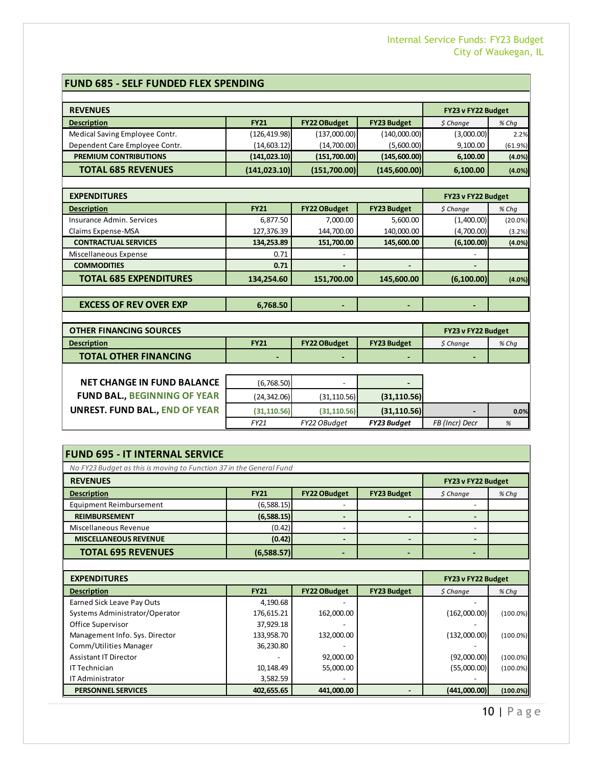## FUND 685 - SELF FUNDED FLEX SPENDING

| REVENUES | | | | FY23 v FY22 Budget | |
|---|---|---|---|---|---|
| **Description** | **FY21** | **FY22 OBudget** | **FY23 Budget** | *$ Change* | *% Chg* |
| Medical Saving Employee Contr. | (126,419.98) | (137,000.00) | (140,000.00) | (3,000.00) | 2.2% |
| Dependent Care Employee Contr. | (14,603.12) | (14,700.00) | (5,600.00) | 9,100.00 | (61.9%) |
| **PREMIUM CONTRIBUTIONS** | **(141,023.10)** | **(151,700.00)** | **(145,600.00)** | **6,100.00** | **(4.0%)** |
| **TOTAL 685 REVENUES** | **(141,023.10)** | **(151,700.00)** | **(145,600.00)** | **6,100.00** | **(4.0%)** |

| EXPENDITURES | | | | FY23 v FY22 Budget | |
|---|---|---|---|---|---|
| **Description** | **FY21** | **FY22 OBudget** | **FY23 Budget** | *$ Change* | *% Chg* |
| Insurance Admin. Services | 6,877.50 | 7,000.00 | 5,600.00 | (1,400.00) | (20.0%) |
| Claims Expense-MSA | 127,376.39 | 144,700.00 | 140,000.00 | (4,700.00) | (3.2%) |
| **CONTRACTUAL SERVICES** | **134,253.89** | **151,700.00** | **145,600.00** | **(6,100.00)** | **(4.0%)** |
| Miscellaneous Expense | 0.71 | - | | - | |
| **COMMODITIES** | **0.71** | **-** | **-** | **-** | |
| **TOTAL 685 EXPENDITURES** | **134,254.60** | **151,700.00** | **145,600.00** | **(6,100.00)** | **(4.0%)** |

| | | | | | |
|---|---|---|---|---|---|
| **EXCESS OF REV OVER EXP** | **6,768.50** | **-** | **-** | **-** | |

| OTHER FINANCING SOURCES | | | | FY23 v FY22 Budget | |
|---|---|---|---|---|---|
| **Description** | **FY21** | **FY22 OBudget** | **FY23 Budget** | *$ Change* | *% Chg* |
| **TOTAL OTHER FINANCING** | **-** | **-** | **-** | **-** | |

| | | | | | |
|---|---|---|---|---|---|
| **NET CHANGE IN FUND BALANCE** | (6,768.50) | - | **-** | | |
| **FUND BAL., BEGINNING OF YEAR** | (24,342.06) | (31,110.56) | **(31,110.56)** | | |
| **UNREST. FUND BAL., END OF YEAR** | **(31,110.56)** | **(31,110.56)** | **(31,110.56)** | **-** | **0.0%** |
| | *FY21* | *FY22 OBudget* | ***FY23 Budget*** | *FB (Incr) Decr* | *%* |

## FUND 695 - IT INTERNAL SERVICE

*No FY23 Budget as this is moving to Function 37 in the General Fund*

| REVENUES | | | | FY23 v FY22 Budget | |
|---|---|---|---|---|---|
| **Description** | **FY21** | **FY22 OBudget** | **FY23 Budget** | *$ Change* | *% Chg* |
| Equipment Reimbursement | (6,588.15) | - | | - | |
| **REIMBURSEMENT** | **(6,588.15)** | **-** | **-** | **-** | |
| Miscellaneous Revenue | (0.42) | - | | - | |
| **MISCELLANEOUS REVENUE** | **(0.42)** | **-** | **-** | **-** | |
| **TOTAL 695 REVENUES** | **(6,588.57)** | **-** | **-** | **-** | |

| EXPENDITURES | | | | FY23 v FY22 Budget | |
|---|---|---|---|---|---|
| **Description** | **FY21** | **FY22 OBudget** | **FY23 Budget** | *$ Change* | *% Chg* |
| Earned Sick Leave Pay Outs | 4,190.68 | - | | - | |
| Systems Administrator/Operator | 176,615.21 | 162,000.00 | | (162,000.00) | (100.0%) |
| Office Supervisor | 37,929.18 | - | | - | |
| Management Info. Sys. Director | 133,958.70 | 132,000.00 | | (132,000.00) | (100.0%) |
| Comm/Utilities Manager | 36,230.80 | - | | - | |
| Assistant IT Director | - | 92,000.00 | | (92,000.00) | (100.0%) |
| IT Technician | 10,148.49 | 55,000.00 | | (55,000.00) | (100.0%) |
| IT Administrator | 3,582.59 | - | | - | |
| **PERSONNEL SERVICES** | **402,655.65** | **441,000.00** | **-** | **(441,000.00)** | **(100.0%)** |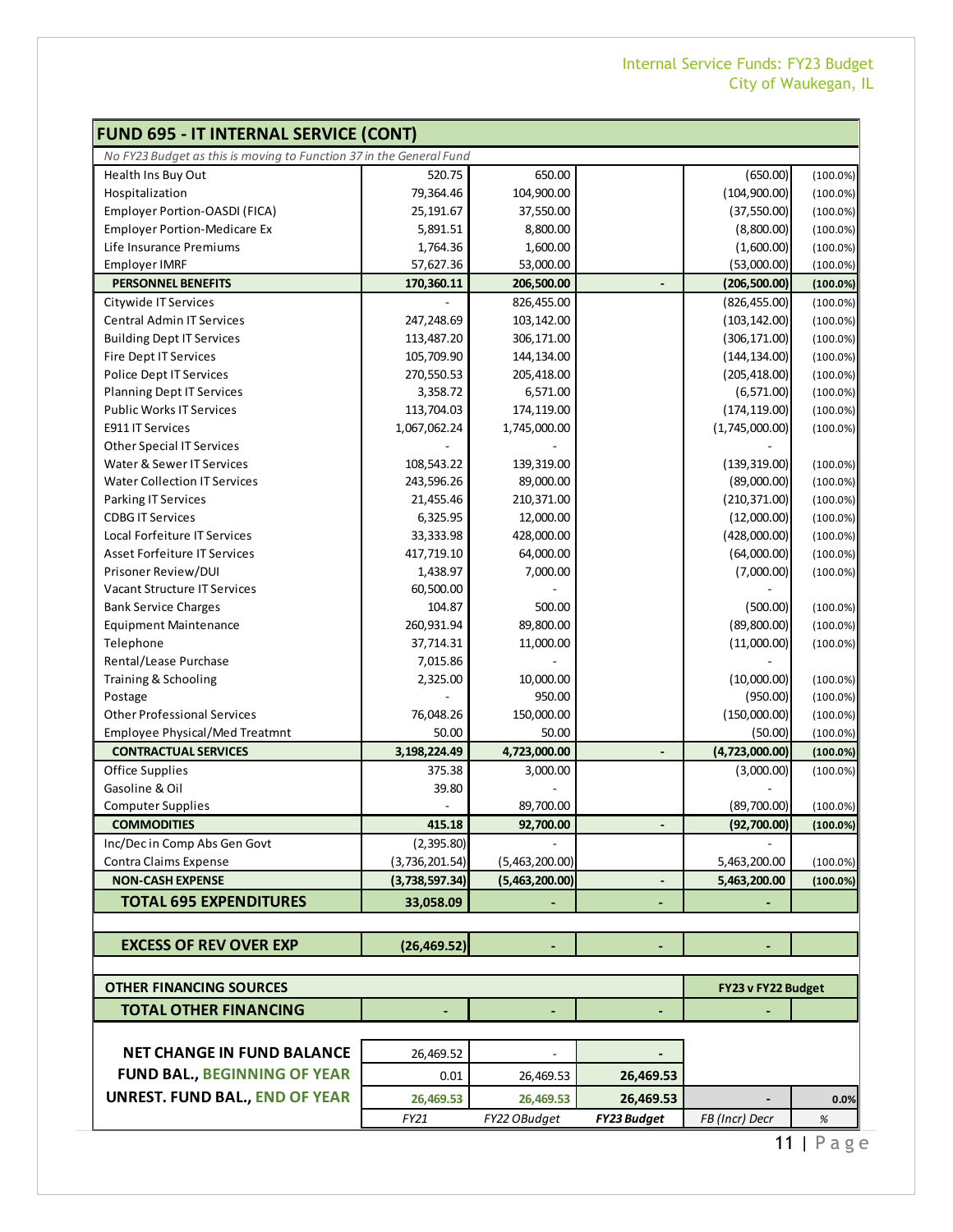## FUND 695 - IT INTERNAL SERVICE (CONT)

*No FY23 Budget as this is moving to Function 37 in the General Fund*

| | FY21 | FY22 OBudget | FY23 Budget | FB (Incr) Decr | % |
|---|---|---|---|---|---|
| Health Ins Buy Out | 520.75 | 650.00 | | (650.00) | (100.0%) |
| Hospitalization | 79,364.46 | 104,900.00 | | (104,900.00) | (100.0%) |
| Employer Portion-OASDI (FICA) | 25,191.67 | 37,550.00 | | (37,550.00) | (100.0%) |
| Employer Portion-Medicare Ex | 5,891.51 | 8,800.00 | | (8,800.00) | (100.0%) |
| Life Insurance Premiums | 1,764.36 | 1,600.00 | | (1,600.00) | (100.0%) |
| Employer IMRF | 57,627.36 | 53,000.00 | | (53,000.00) | (100.0%) |
| **PERSONNEL BENEFITS** | **170,360.11** | **206,500.00** | **-** | **(206,500.00)** | **(100.0%)** |
| Citywide IT Services | - | 826,455.00 | | (826,455.00) | (100.0%) |
| Central Admin IT Services | 247,248.69 | 103,142.00 | | (103,142.00) | (100.0%) |
| Building Dept IT Services | 113,487.20 | 306,171.00 | | (306,171.00) | (100.0%) |
| Fire Dept IT Services | 105,709.90 | 144,134.00 | | (144,134.00) | (100.0%) |
| Police Dept IT Services | 270,550.53 | 205,418.00 | | (205,418.00) | (100.0%) |
| Planning Dept IT Services | 3,358.72 | 6,571.00 | | (6,571.00) | (100.0%) |
| Public Works IT Services | 113,704.03 | 174,119.00 | | (174,119.00) | (100.0%) |
| E911 IT Services | 1,067,062.24 | 1,745,000.00 | | (1,745,000.00) | (100.0%) |
| Other Special IT Services | - | - | | - | |
| Water & Sewer IT Services | 108,543.22 | 139,319.00 | | (139,319.00) | (100.0%) |
| Water Collection IT Services | 243,596.26 | 89,000.00 | | (89,000.00) | (100.0%) |
| Parking IT Services | 21,455.46 | 210,371.00 | | (210,371.00) | (100.0%) |
| CDBG IT Services | 6,325.95 | 12,000.00 | | (12,000.00) | (100.0%) |
| Local Forfeiture IT Services | 33,333.98 | 428,000.00 | | (428,000.00) | (100.0%) |
| Asset Forfeiture IT Services | 417,719.10 | 64,000.00 | | (64,000.00) | (100.0%) |
| Prisoner Review/DUI | 1,438.97 | 7,000.00 | | (7,000.00) | (100.0%) |
| Vacant Structure IT Services | 60,500.00 | - | | - | |
| Bank Service Charges | 104.87 | 500.00 | | (500.00) | (100.0%) |
| Equipment Maintenance | 260,931.94 | 89,800.00 | | (89,800.00) | (100.0%) |
| Telephone | 37,714.31 | 11,000.00 | | (11,000.00) | (100.0%) |
| Rental/Lease Purchase | 7,015.86 | - | | - | |
| Training & Schooling | 2,325.00 | 10,000.00 | | (10,000.00) | (100.0%) |
| Postage | - | 950.00 | | (950.00) | (100.0%) |
| Other Professional Services | 76,048.26 | 150,000.00 | | (150,000.00) | (100.0%) |
| Employee Physical/Med Treatmnt | 50.00 | 50.00 | | (50.00) | (100.0%) |
| **CONTRACTUAL SERVICES** | **3,198,224.49** | **4,723,000.00** | **-** | **(4,723,000.00)** | **(100.0%)** |
| Office Supplies | 375.38 | 3,000.00 | | (3,000.00) | (100.0%) |
| Gasoline & Oil | 39.80 | - | | - | |
| Computer Supplies | - | 89,700.00 | | (89,700.00) | (100.0%) |
| **COMMODITIES** | **415.18** | **92,700.00** | **-** | **(92,700.00)** | **(100.0%)** |
| Inc/Dec in Comp Abs Gen Govt | (2,395.80) | - | | - | |
| Contra Claims Expense | (3,736,201.54) | (5,463,200.00) | | 5,463,200.00 | (100.0%) |
| **NON-CASH EXPENSE** | **(3,738,597.34)** | **(5,463,200.00)** | **-** | **5,463,200.00** | **(100.0%)** |
| **TOTAL 695 EXPENDITURES** | **33,058.09** | **-** | **-** | **-** | |
| | | | | | |
| **EXCESS OF REV OVER EXP** | **(26,469.52)** | **-** | **-** | **-** | |
| | | | | | |
| **OTHER FINANCING SOURCES** | | | | **FY23 v FY22 Budget** | |
| **TOTAL OTHER FINANCING** | **-** | **-** | **-** | **-** | |
| | | | | | |
| **NET CHANGE IN FUND BALANCE** | 26,469.52 | - | - | | |
| **FUND BAL., BEGINNING OF YEAR** | 0.01 | 26,469.53 | **26,469.53** | | |
| **UNREST. FUND BAL., END OF YEAR** | **26,469.53** | **26,469.53** | **26,469.53** | - | **0.0%** |
| | *FY21* | *FY22 OBudget* | ***FY23 Budget*** | *FB (Incr) Decr* | *%* |